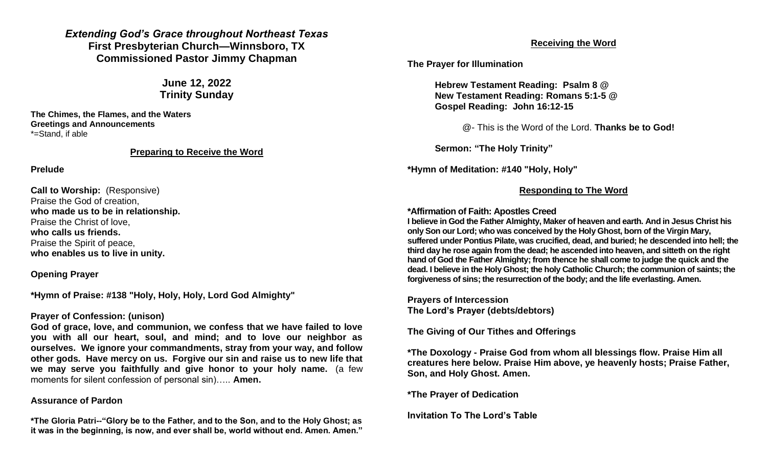*Extending God's Grace throughout Northeast Texas*
**First Presbyterian Church—Winnsboro, TX**
**Commissioned Pastor Jimmy Chapman**

**June 12, 2022**
**Trinity Sunday**

**The Chimes, the Flames, and the Waters**
**Greetings and Announcements**
*=Stand, if able

## Preparing to Receive the Word

**Prelude**

**Call to Worship:** (Responsive)
Praise the God of creation,
**who made us to be in relationship.**
Praise the Christ of love,
**who calls us friends.**
Praise the Spirit of peace,
**who enables us to live in unity.**

**Opening Prayer**

***Hymn of Praise: #138 "Holy, Holy, Holy, Lord God Almighty"**

**Prayer of Confession: (unison)**
**God of grace, love, and communion, we confess that we have failed to love you with all our heart, soul, and mind; and to love our neighbor as ourselves. We ignore your commandments, stray from your way, and follow other gods. Have mercy on us. Forgive our sin and raise us to new life that we may serve you faithfully and give honor to your holy name.** (a few moments for silent confession of personal sin)….. **Amen.**

**Assurance of Pardon**

***The Gloria Patri--"Glory be to the Father, and to the Son, and to the Holy Ghost; as it was in the beginning, is now, and ever shall be, world without end. Amen. Amen."**

## Receiving the Word

**The Prayer for Illumination**

**Hebrew Testament Reading: Psalm 8 @**
**New Testament Reading: Romans 5:1-5 @**
**Gospel Reading: John 16:12-15**

@- This is the Word of the Lord. **Thanks be to God!**

**Sermon: "The Holy Trinity"**

***Hymn of Meditation: #140 "Holy, Holy"**

## Responding to The Word

***Affirmation of Faith: Apostles Creed**
**I believe in God the Father Almighty, Maker of heaven and earth. And in Jesus Christ his only Son our Lord; who was conceived by the Holy Ghost, born of the Virgin Mary, suffered under Pontius Pilate, was crucified, dead, and buried; he descended into hell; the third day he rose again from the dead; he ascended into heaven, and sitteth on the right hand of God the Father Almighty; from thence he shall come to judge the quick and the dead. I believe in the Holy Ghost; the holy Catholic Church; the communion of saints; the forgiveness of sins; the resurrection of the body; and the life everlasting. Amen.**

**Prayers of Intercession**
**The Lord's Prayer (debts/debtors)**

**The Giving of Our Tithes and Offerings**

***The Doxology - Praise God from whom all blessings flow. Praise Him all creatures here below. Praise Him above, ye heavenly hosts; Praise Father, Son, and Holy Ghost. Amen.**

***The Prayer of Dedication**

**Invitation To The Lord's Table**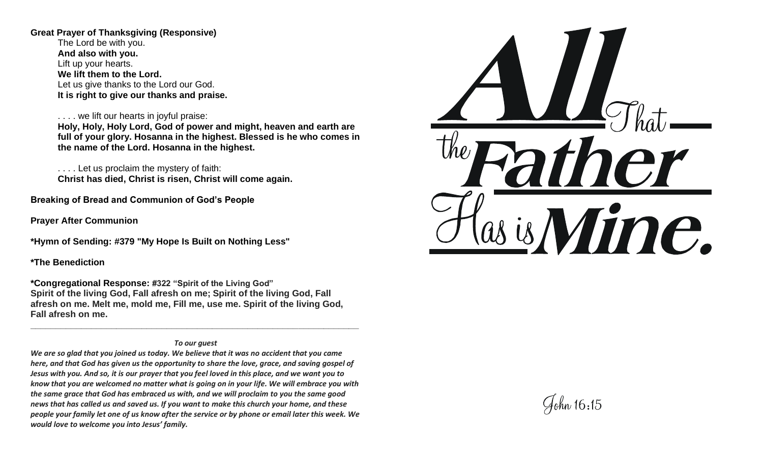**Great Prayer of Thanksgiving (Responsive)**

The Lord be with you.
**And also with you.**
Lift up your hearts.
**We lift them to the Lord.**
Let us give thanks to the Lord our God.
**It is right to give our thanks and praise.**

. . . . we lift our hearts in joyful praise:
**Holy, Holy, Holy Lord, God of power and might, heaven and earth are full of your glory. Hosanna in the highest. Blessed is he who comes in the name of the Lord. Hosanna in the highest.**

. . . . Let us proclaim the mystery of faith:
**Christ has died, Christ is risen, Christ will come again.**

**Breaking of Bread and Communion of God's People**

**Prayer After Communion**

***Hymn of Sending: #379 "My Hope Is Built on Nothing Less"**

***The Benediction**

***Congregational Response: #322 "Spirit of the Living God"**
**Spirit of the living God, Fall afresh on me; Spirit of the living God, Fall afresh on me. Melt me, mold me, Fill me, use me. Spirit of the living God, Fall afresh on me.**

---

***To our guest***

***We are so glad that you joined us today. We believe that it was no accident that you came here, and that God has given us the opportunity to share the love, grace, and saving gospel of Jesus with you. And so, it is our prayer that you feel loved in this place, and we want you to know that you are welcomed no matter what is going on in your life. We will embrace you with the same grace that God has embraced us with, and we will proclaim to you the same good news that has called us and saved us. If you want to make this church your home, and these people your family let one of us know after the service or by phone or email later this week. We would love to welcome you into Jesus' family.***

# All That the Father Has is Mine.

John 16:15